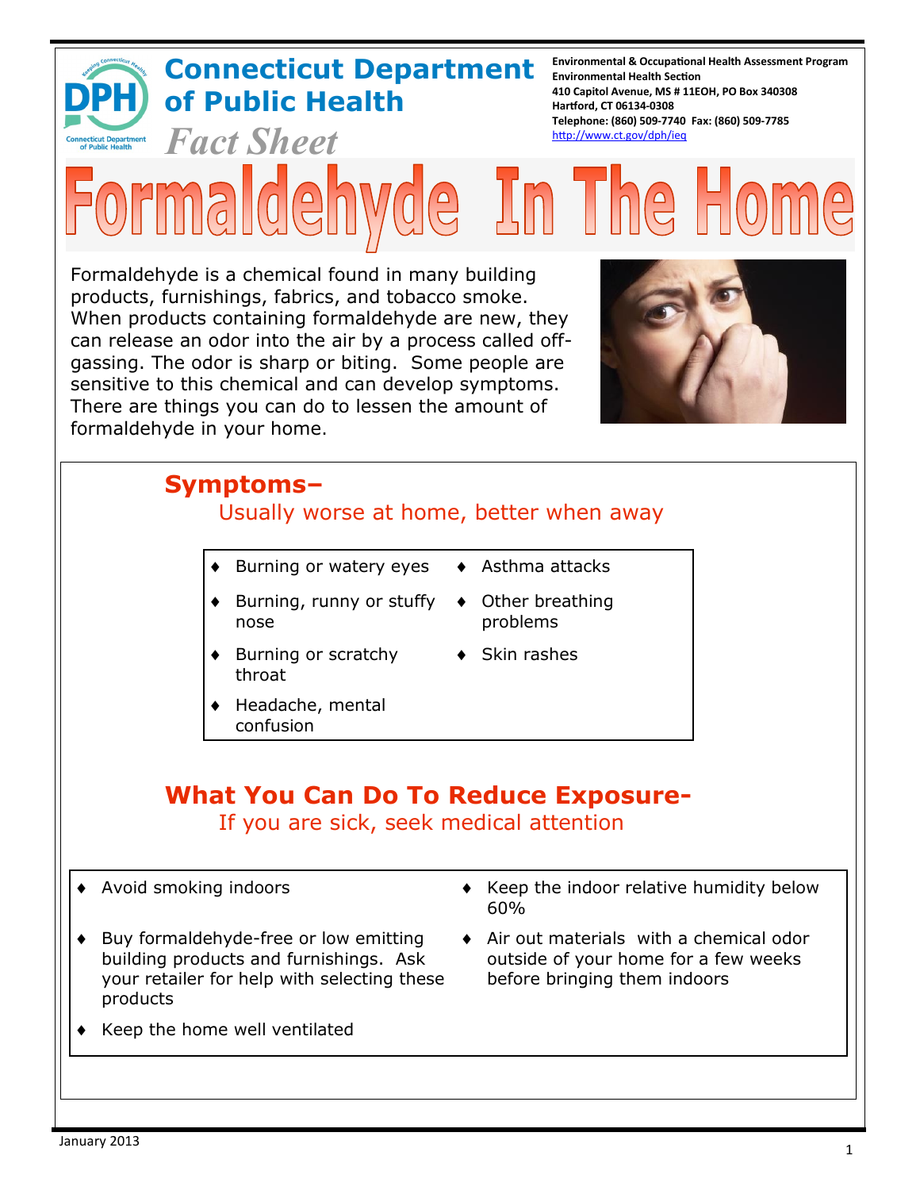**Connecticut Department of Public Health**

*Fact Sheet*

Environmental & Occupational Health Assessment Program
Environmental Health Section
410 Capitol Avenue, MS # 11EOH, PO Box 340308
Hartford, CT 06134-0308
Telephone: (860) 509-7740 Fax: (860) 509-7785
http://www.ct.gov/dph/ieq

# Formaldehyde In The Home

Formaldehyde is a chemical found in many building products, furnishings, fabrics, and tobacco smoke. When products containing formaldehyde are new, they can release an odor into the air by a process called off-gassing. The odor is sharp or biting. Some people are sensitive to this chemical and can develop symptoms. There are things you can do to lessen the amount of formaldehyde in your home.

## Symptoms–

Usually worse at home, better when away

- Burning or watery eyes
- Burning, runny or stuffy nose
- Burning or scratchy throat
- Headache, mental confusion
- Asthma attacks
- Other breathing problems
- Skin rashes

## What You Can Do To Reduce Exposure-

If you are sick, seek medical attention

- Avoid smoking indoors
- Buy formaldehyde-free or low emitting building products and furnishings. Ask your retailer for help with selecting these products
- Keep the home well ventilated
- Keep the indoor relative humidity below 60%
- Air out materials with a chemical odor outside of your home for a few weeks before bringing them indoors

January 2013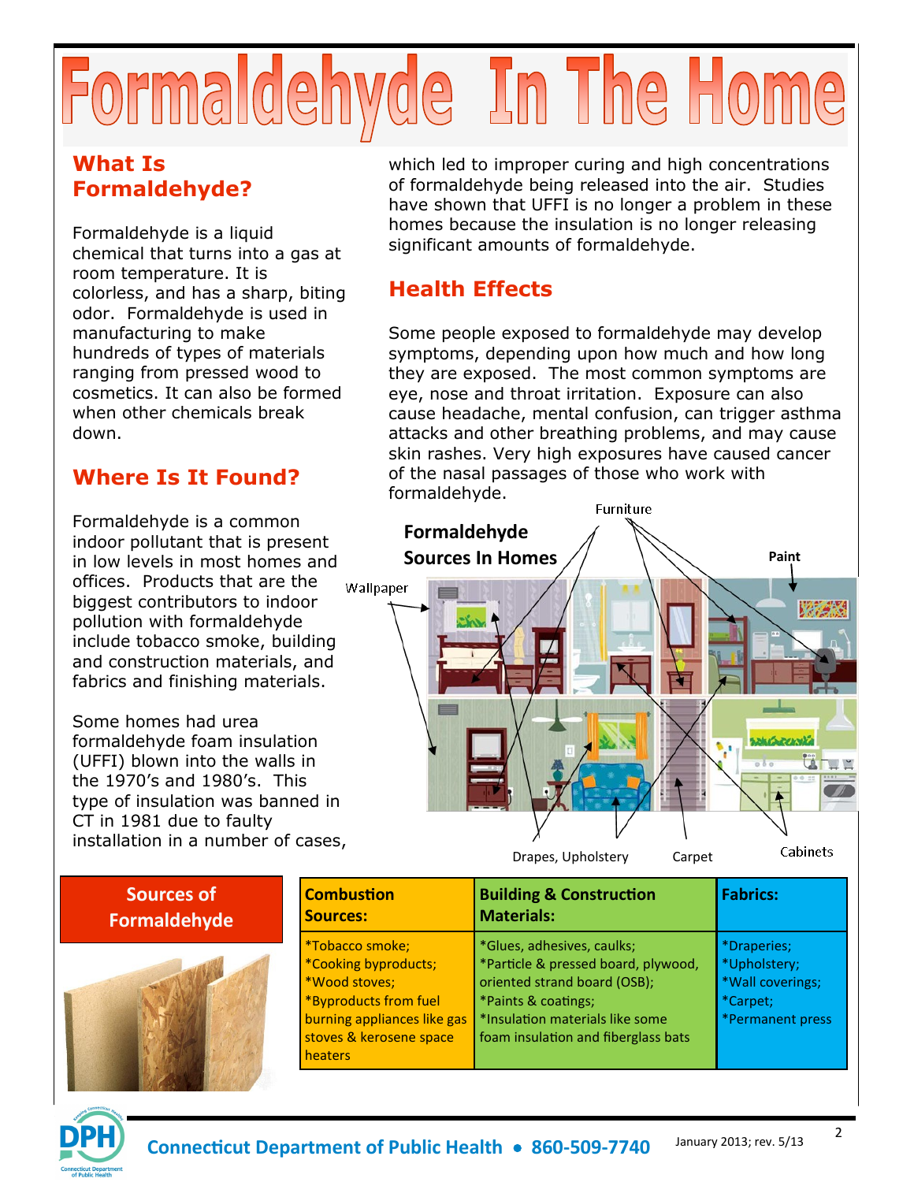# Formaldehyde In The Home

## What Is Formaldehyde?

Formaldehyde is a liquid chemical that turns into a gas at room temperature. It is colorless, and has a sharp, biting odor. Formaldehyde is used in manufacturing to make hundreds of types of materials ranging from pressed wood to cosmetics. It can also be formed when other chemicals break down.

## Where Is It Found?

Formaldehyde is a common indoor pollutant that is present in low levels in most homes and offices. Products that are the biggest contributors to indoor pollution with formaldehyde include tobacco smoke, building and construction materials, and fabrics and finishing materials.

Some homes had urea formaldehyde foam insulation (UFFI) blown into the walls in the 1970's and 1980's. This type of insulation was banned in CT in 1981 due to faulty installation in a number of cases, which led to improper curing and high concentrations of formaldehyde being released into the air. Studies have shown that UFFI is no longer a problem in these homes because the insulation is no longer releasing significant amounts of formaldehyde.

## Health Effects

Some people exposed to formaldehyde may develop symptoms, depending upon how much and how long they are exposed. The most common symptoms are eye, nose and throat irritation. Exposure can also cause headache, mental confusion, can trigger asthma attacks and other breathing problems, and may cause skin rashes. Very high exposures have caused cancer of the nasal passages of those who work with formaldehyde.

**Formaldehyde Sources In Homes**

Furniture · Paint · Wallpaper · Drapes, Upholstery · Carpet · Cabinets

## Sources of Formaldehyde

| Combustion Sources: | Building & Construction Materials: | Fabrics: |
|---|---|---|
| *Tobacco smoke;<br>*Cooking byproducts;<br>*Wood stoves;<br>*Byproducts from fuel burning appliances like gas stoves & kerosene space heaters | *Glues, adhesives, caulks;<br>*Particle & pressed board, plywood, oriented strand board (OSB);<br>*Paints & coatings;<br>*Insulation materials like some foam insulation and fiberglass bats | *Draperies;<br>*Upholstery;<br>*Wall coverings;<br>*Carpet;<br>*Permanent press |

Connecticut Department of Public Health • 860-509-7740

January 2013; rev. 5/13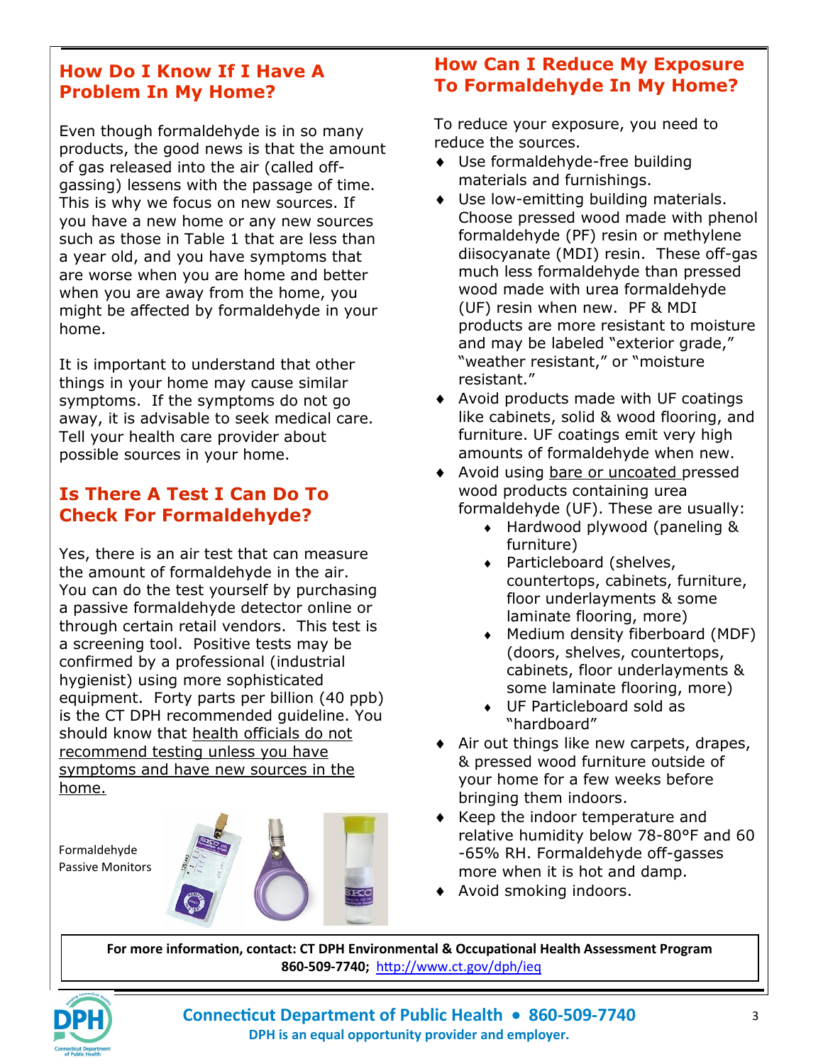## How Do I Know If I Have A Problem In My Home?

Even though formaldehyde is in so many products, the good news is that the amount of gas released into the air (called off-gassing) lessens with the passage of time. This is why we focus on new sources. If you have a new home or any new sources such as those in Table 1 that are less than a year old, and you have symptoms that are worse when you are home and better when you are away from the home, you might be affected by formaldehyde in your home.

It is important to understand that other things in your home may cause similar symptoms. If the symptoms do not go away, it is advisable to seek medical care. Tell your health care provider about possible sources in your home.

## Is There A Test I Can Do To Check For Formaldehyde?

Yes, there is an air test that can measure the amount of formaldehyde in the air. You can do the test yourself by purchasing a passive formaldehyde detector online or through certain retail vendors. This test is a screening tool. Positive tests may be confirmed by a professional (industrial hygienist) using more sophisticated equipment. Forty parts per billion (40 ppb) is the CT DPH recommended guideline. You should know that health officials do not recommend testing unless you have symptoms and have new sources in the home.

Formaldehyde Passive Monitors

## How Can I Reduce My Exposure To Formaldehyde In My Home?

To reduce your exposure, you need to reduce the sources.

- Use formaldehyde-free building materials and furnishings.
- Use low-emitting building materials. Choose pressed wood made with phenol formaldehyde (PF) resin or methylene diisocyanate (MDI) resin. These off-gas much less formaldehyde than pressed wood made with urea formaldehyde (UF) resin when new. PF & MDI products are more resistant to moisture and may be labeled "exterior grade," "weather resistant," or "moisture resistant."
- Avoid products made with UF coatings like cabinets, solid & wood flooring, and furniture. UF coatings emit very high amounts of formaldehyde when new.
- Avoid using bare or uncoated pressed wood products containing urea formaldehyde (UF). These are usually:
  - Hardwood plywood (paneling & furniture)
  - Particleboard (shelves, countertops, cabinets, furniture, floor underlayments & some laminate flooring, more)
  - Medium density fiberboard (MDF) (doors, shelves, countertops, cabinets, floor underlayments & some laminate flooring, more)
  - UF Particleboard sold as "hardboard"
- Air out things like new carpets, drapes, & pressed wood furniture outside of your home for a few weeks before bringing them indoors.
- Keep the indoor temperature and relative humidity below 78-80°F and 60-65% RH. Formaldehyde off-gasses more when it is hot and damp.
- Avoid smoking indoors.

**For more information, contact: CT DPH Environmental & Occupational Health Assessment Program 860-509-7740; http://www.ct.gov/dph/ieq**

**Connecticut Department of Public Health • 860-509-7740**

**DPH is an equal opportunity provider and employer.**